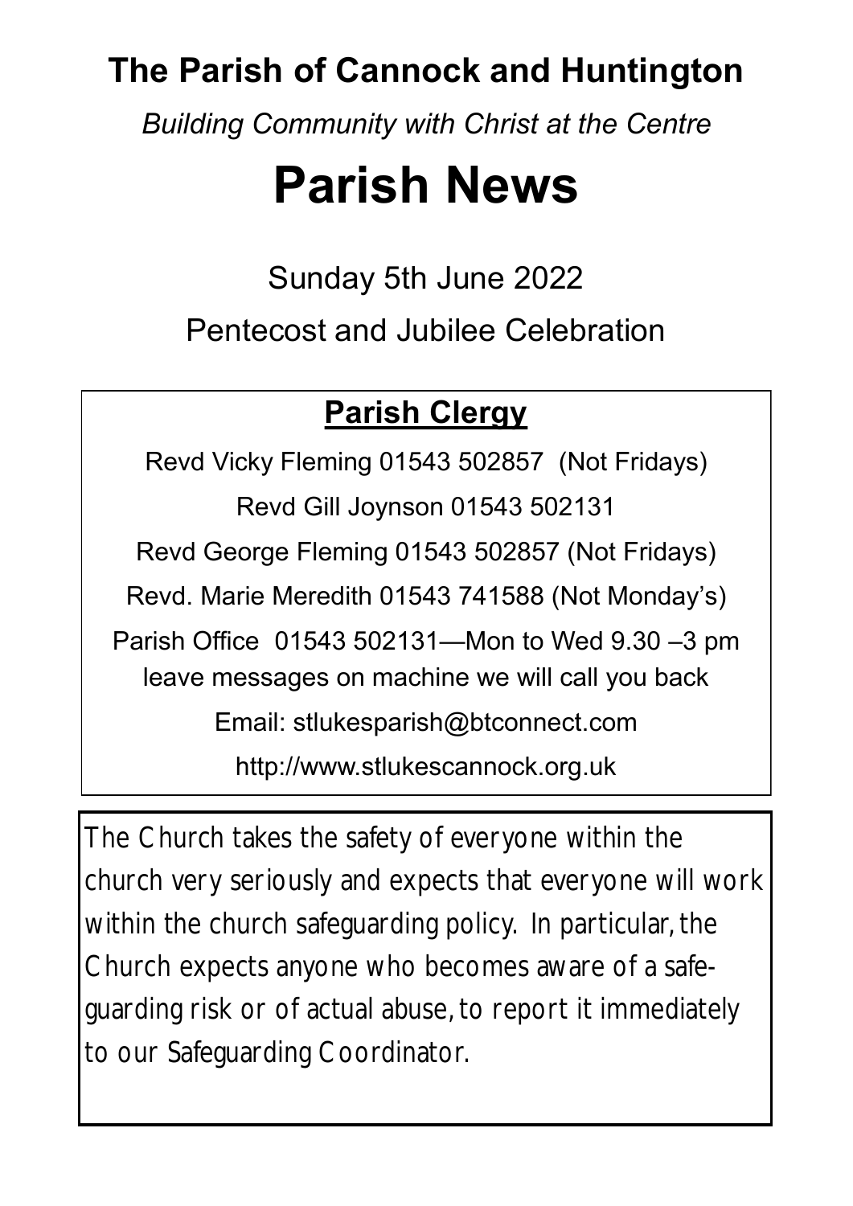## The Parish of Cannock and Huntington

*Building Community with Christ at the Centre*

# Parish News

Sunday 5th June 2022

Pentecost and Jubilee Celebration

### Parish Clergy

Revd Vicky Fleming 01543 502857 (Not Fridays)

Revd Gill Joynson 01543 502131

Revd George Fleming 01543 502857 (Not Fridays)

Revd. Marie Meredith 01543 741588 (Not Monday's)

Parish Office 01543 502131—Mon to Wed 9.30 –3 pm leave messages on machine we will call you back

Email: stlukesparish@btconnect.com

http://www.stlukescannock.org.uk

The Church takes the safety of everyone within the church very seriously and expects that everyone will work within the church safeguarding policy. In particular, the Church expects anyone who becomes aware of a safe-guarding risk or of actual abuse, to report it immediately to our Safeguarding Coordinator.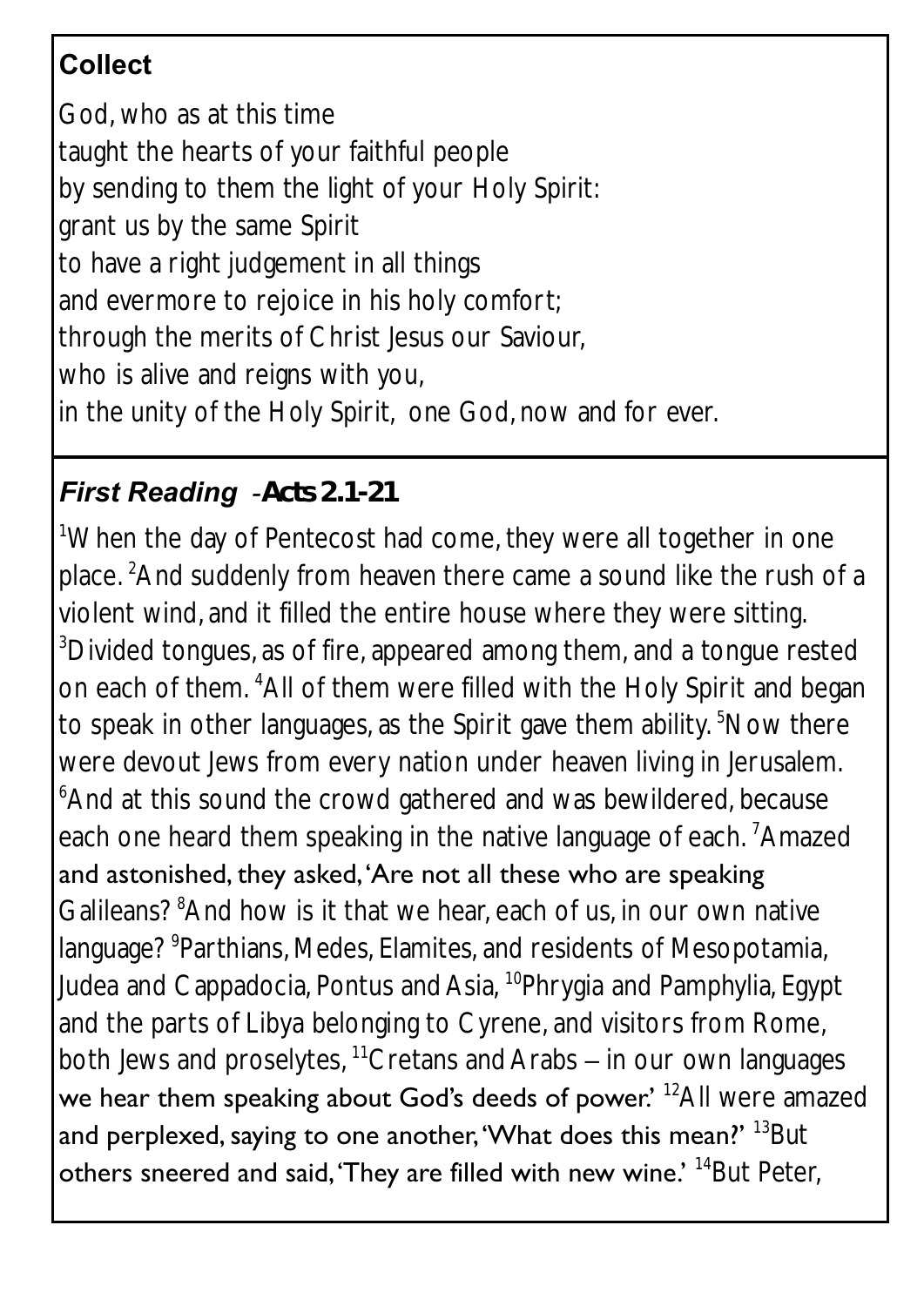## Collect

God, who as at this time
taught the hearts of your faithful people
by sending to them the light of your Holy Spirit:
grant us by the same Spirit
to have a right judgement in all things
and evermore to rejoice in his holy comfort;
through the merits of Christ Jesus our Saviour,
who is alive and reigns with you,
in the unity of the Holy Spirit, one God, now and for ever.

## *First Reading* - **Acts 2.1-21**

[1]When the day of Pentecost had come, they were all together in one place. [2]And suddenly from heaven there came a sound like the rush of a violent wind, and it filled the entire house where they were sitting. [3]Divided tongues, as of fire, appeared among them, and a tongue rested on each of them. [4]All of them were filled with the Holy Spirit and began to speak in other languages, as the Spirit gave them ability. [5]Now there were devout Jews from every nation under heaven living in Jerusalem. [6]And at this sound the crowd gathered and was bewildered, because each one heard them speaking in the native language of each. [7]Amazed and astonished, they asked, 'Are not all these who are speaking Galileans? [8]And how is it that we hear, each of us, in our own native language? [9]Parthians, Medes, Elamites, and residents of Mesopotamia, Judea and Cappadocia, Pontus and Asia, [10]Phrygia and Pamphylia, Egypt and the parts of Libya belonging to Cyrene, and visitors from Rome, both Jews and proselytes, [11]Cretans and Arabs – in our own languages we hear them speaking about God's deeds of power.' [12]All were amazed and perplexed, saying to one another, 'What does this mean?' [13]But others sneered and said, 'They are filled with new wine.' [14]But Peter,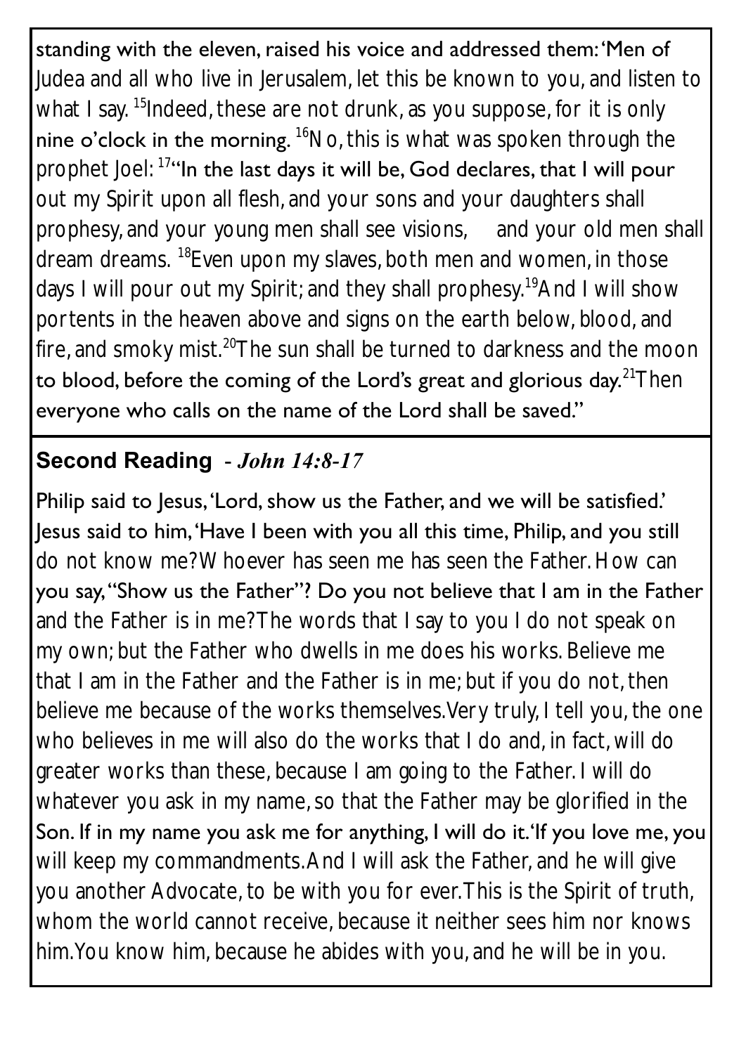standing with the eleven, raised his voice and addressed them: 'Men of Judea and all who live in Jerusalem, let this be known to you, and listen to what I say. [15]Indeed, these are not drunk, as you suppose, for it is only nine o'clock in the morning. [16]No, this is what was spoken through the prophet Joel: [17]"In the last days it will be, God declares, that I will pour out my Spirit upon all flesh, and your sons and your daughters shall prophesy, and your young men shall see visions, and your old men shall dream dreams. [18]Even upon my slaves, both men and women, in those days I will pour out my Spirit; and they shall prophesy.[19]And I will show portents in the heaven above and signs on the earth below, blood, and fire, and smoky mist.[20]The sun shall be turned to darkness and the moon to blood, before the coming of the Lord's great and glorious day.[21]Then everyone who calls on the name of the Lord shall be saved."

## Second Reading - *John 14:8-17*

Philip said to Jesus, 'Lord, show us the Father, and we will be satisfied.' Jesus said to him, 'Have I been with you all this time, Philip, and you still do not know me? Whoever has seen me has seen the Father. How can you say, "Show us the Father"? Do you not believe that I am in the Father and the Father is in me? The words that I say to you I do not speak on my own; but the Father who dwells in me does his works. Believe me that I am in the Father and the Father is in me; but if you do not, then believe me because of the works themselves. Very truly, I tell you, the one who believes in me will also do the works that I do and, in fact, will do greater works than these, because I am going to the Father. I will do whatever you ask in my name, so that the Father may be glorified in the Son. If in my name you ask me for anything, I will do it. 'If you love me, you will keep my commandments. And I will ask the Father, and he will give you another Advocate, to be with you for ever. This is the Spirit of truth, whom the world cannot receive, because it neither sees him nor knows him. You know him, because he abides with you, and he will be in you.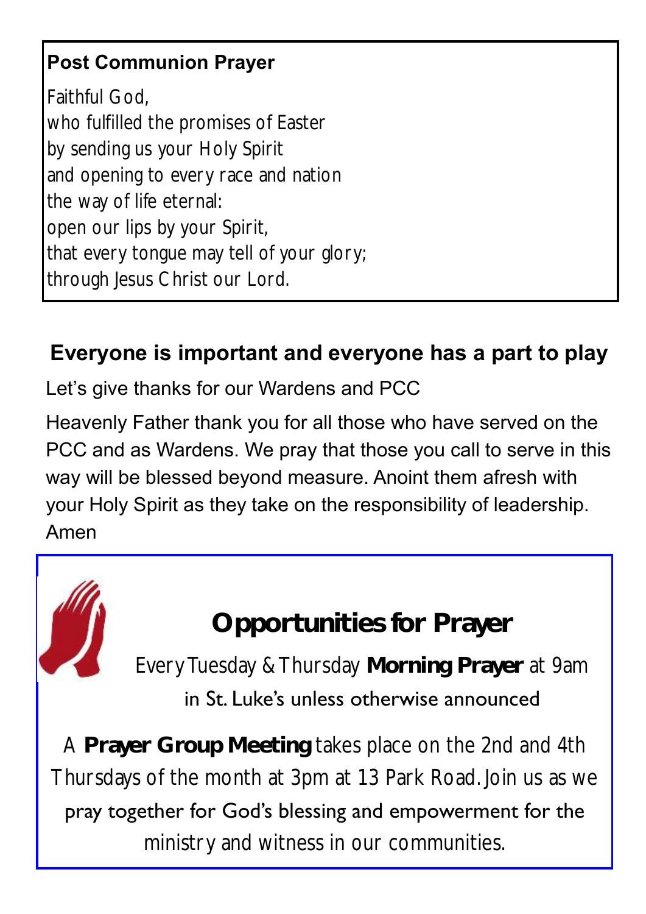**Post Communion Prayer**

Faithful God,
who fulfilled the promises of Easter
by sending us your Holy Spirit
and opening to every race and nation
the way of life eternal:
open our lips by your Spirit,
that every tongue may tell of your glory;
through Jesus Christ our Lord.

## Everyone is important and everyone has a part to play

Let's give thanks for our Wardens and PCC

Heavenly Father thank you for all those who have served on the PCC and as Wardens. We pray that those you call to serve in this way will be blessed beyond measure. Anoint them afresh with your Holy Spirit as they take on the responsibility of leadership. Amen

## Opportunities for Prayer

Every Tuesday & Thursday **Morning Prayer** at 9am in St. Luke's unless otherwise announced

A **Prayer Group Meeting** takes place on the 2nd and 4th Thursdays of the month at 3pm at 13 Park Road. Join us as we pray together for God's blessing and empowerment for the ministry and witness in our communities.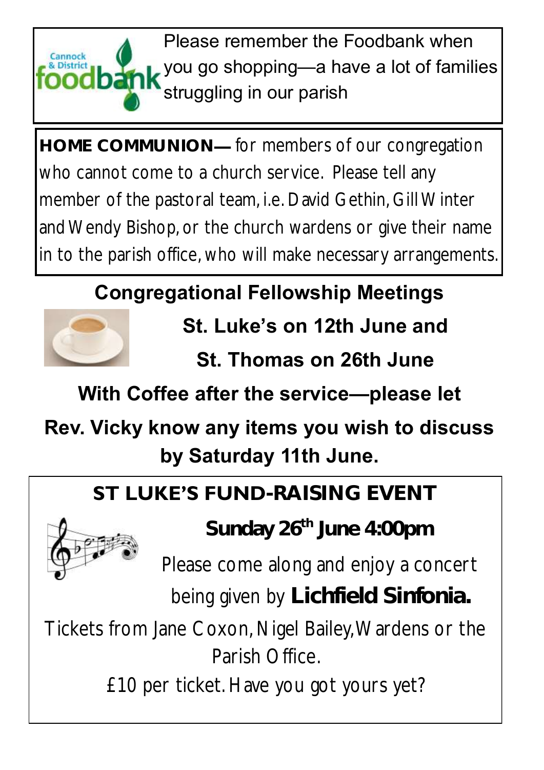Please remember the Foodbank when you go shopping—a have a lot of families struggling in our parish

**HOME COMMUNION—** for members of our congregation who cannot come to a church service. Please tell any member of the pastoral team, i.e. David Gethin, Gill Winter and Wendy Bishop, or the church wardens or give their name in to the parish office, who will make necessary arrangements.

## Congregational Fellowship Meetings

**St. Luke's on 12th June and**

**St. Thomas on 26th June**

**With Coffee after the service—please let Rev. Vicky know any items you wish to discuss by Saturday 11th June.**

## ST LUKE'S FUND-RAISING EVENT

**Sunday 26th June 4:00pm**

Please come along and enjoy a concert being given by **Lichfield Sinfonia.**

Tickets from Jane Coxon, Nigel Bailey, Wardens or the Parish Office.

£10 per ticket. Have you got yours yet?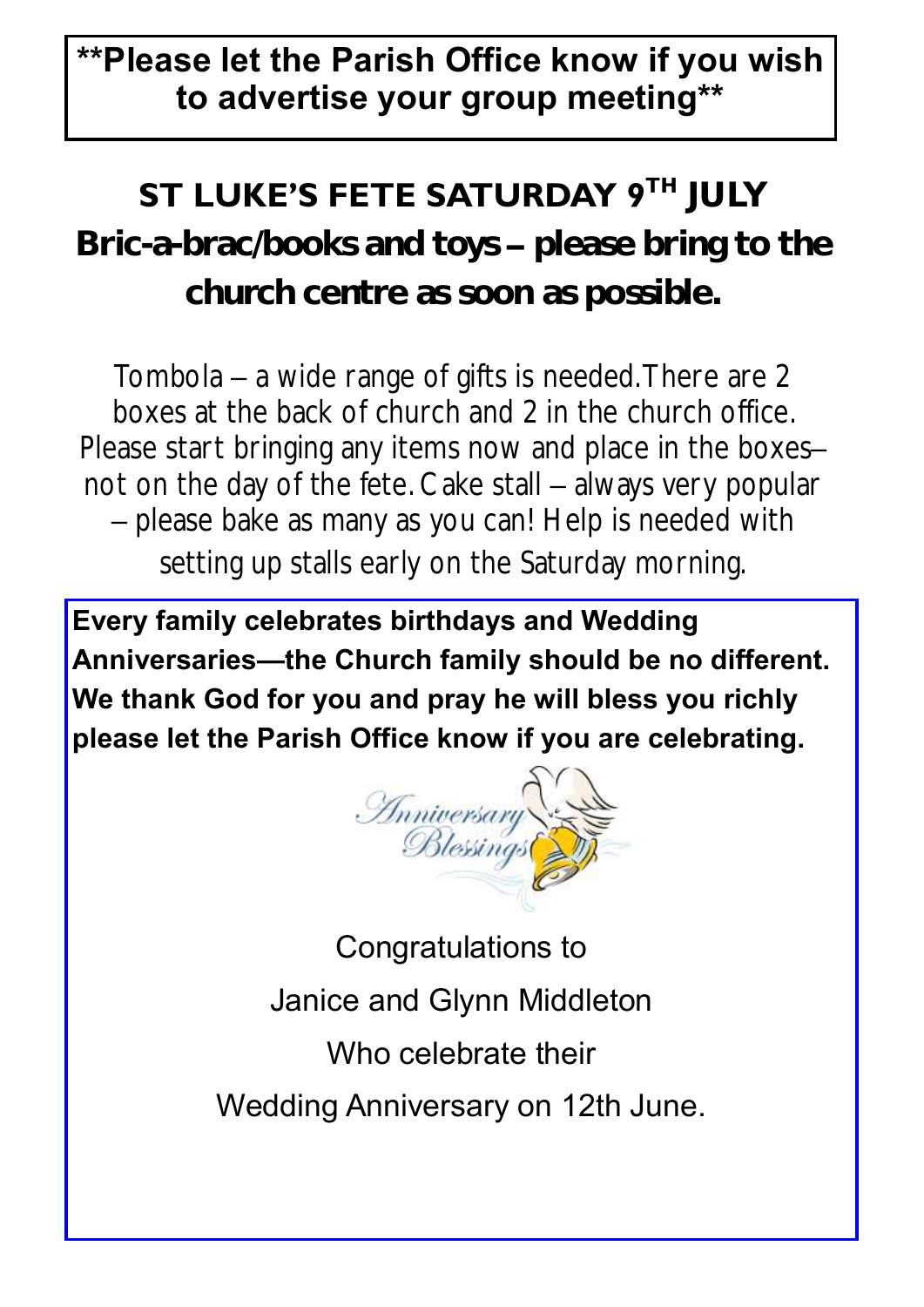**\*\*Please let the Parish Office know if you wish to advertise your group meeting\*\***

## ST LUKE'S FETE SATURDAY 9TH JULY

## Bric-a-brac/books and toys – please bring to the church centre as soon as possible.

Tombola – a wide range of gifts is needed.There are 2 boxes at the back of church and 2 in the church office. Please start bringing any items now and place in the boxes– not on the day of the fete. Cake stall – always very popular – please bake as many as you can! Help is needed with setting up stalls early on the Saturday morning.

**Every family celebrates birthdays and Wedding Anniversaries—the Church family should be no different. We thank God for you and pray he will bless you richly please let the Parish Office know if you are celebrating.**

Anniversary Blessings

Congratulations to

Janice and Glynn Middleton

Who celebrate their

Wedding Anniversary on 12th June.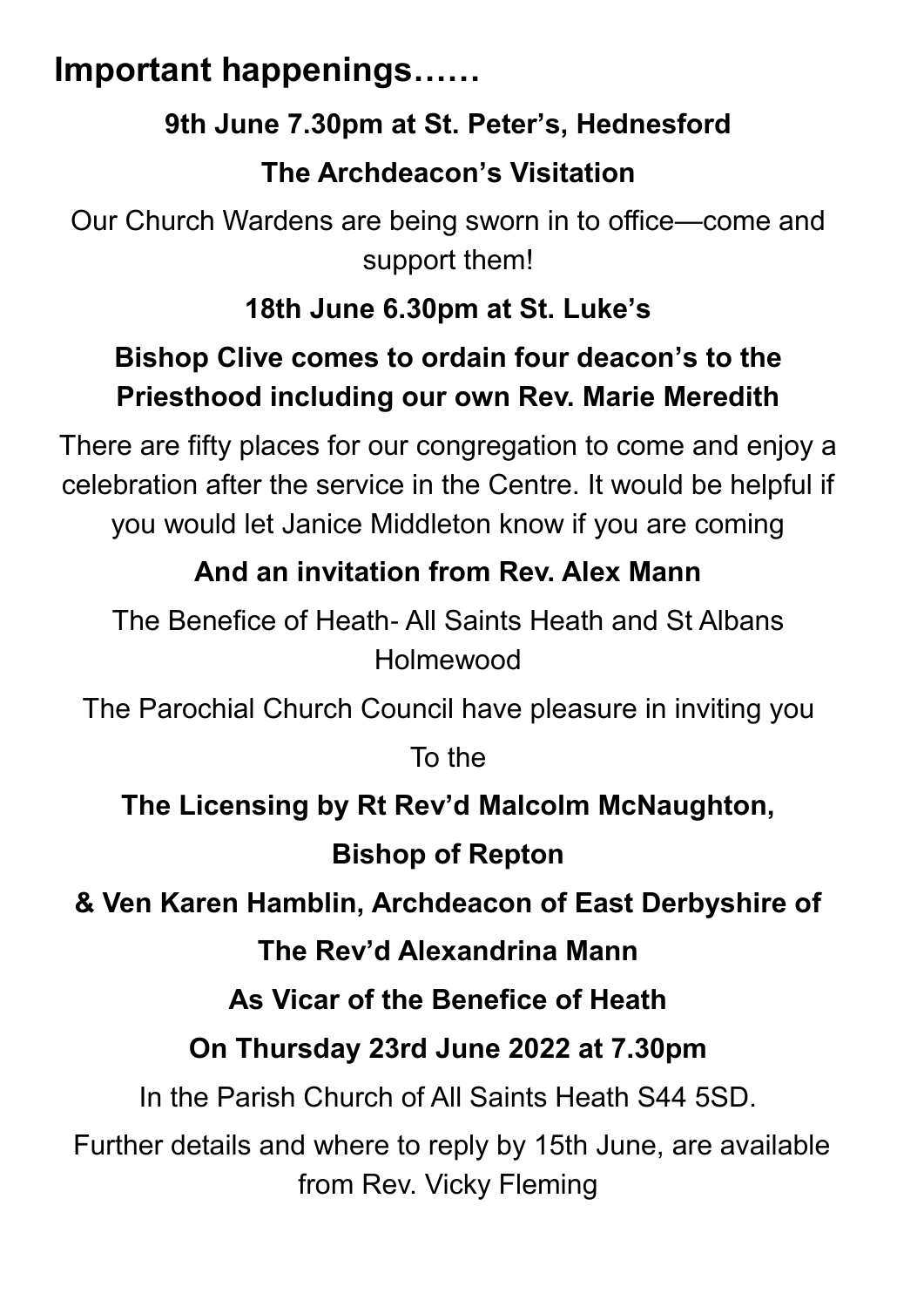# Important happenings……

**9th June 7.30pm at St. Peter's, Hednesford**

**The Archdeacon's Visitation**

Our Church Wardens are being sworn in to office—come and support them!

**18th June 6.30pm at St. Luke's**

**Bishop Clive comes to ordain four deacon's to the Priesthood including our own Rev. Marie Meredith**

There are fifty places for our congregation to come and enjoy a celebration after the service in the Centre. It would be helpful if you would let Janice Middleton know if you are coming

**And an invitation from Rev. Alex Mann**

The Benefice of Heath- All Saints Heath and St Albans Holmewood

The Parochial Church Council have pleasure in inviting you

To the

**The Licensing by Rt Rev'd Malcolm McNaughton,**

**Bishop of Repton**

**& Ven Karen Hamblin, Archdeacon of East Derbyshire of**

**The Rev'd Alexandrina Mann**

**As Vicar of the Benefice of Heath**

**On Thursday 23rd June 2022 at 7.30pm**

In the Parish Church of All Saints Heath S44 5SD.

Further details and where to reply by 15th June, are available from Rev. Vicky Fleming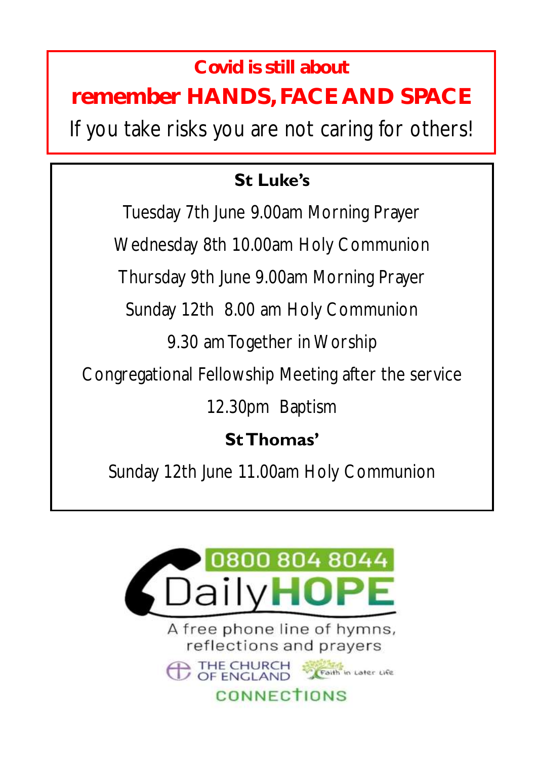**Covid is still about**

**remember HANDS, FACE AND SPACE**

If you take risks you are not caring for others!

**St Luke's**

Tuesday 7th June 9.00am Morning Prayer

Wednesday 8th 10.00am Holy Communion

Thursday 9th June 9.00am Morning Prayer

Sunday 12th 8.00 am Holy Communion

9.30 am Together in Worship

Congregational Fellowship Meeting after the service

12.30pm Baptism

**St Thomas'**

Sunday 12th June 11.00am Holy Communion

0800 804 8044

DailyHOPE

A free phone line of hymns, reflections and prayers

THE CHURCH OF ENGLAND

Faith in Later Life

CONNECTIONS